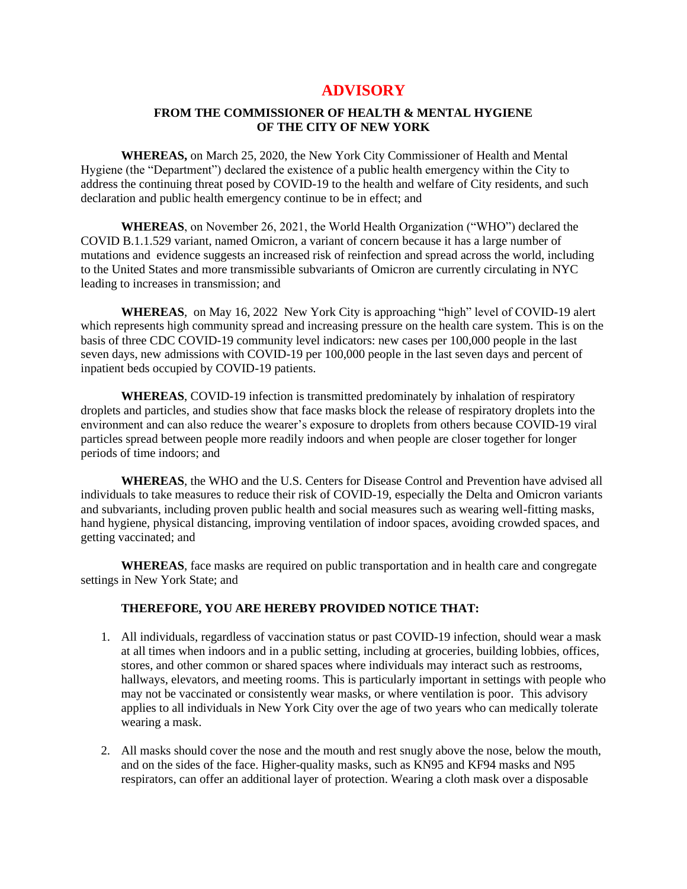# ADVISORY

### FROM THE COMMISSIONER OF HEALTH & MENTAL HYGIENE OF THE CITY OF NEW YORK

**WHEREAS,** on March 25, 2020, the New York City Commissioner of Health and Mental Hygiene (the "Department") declared the existence of a public health emergency within the City to address the continuing threat posed by COVID-19 to the health and welfare of City residents, and such declaration and public health emergency continue to be in effect; and

**WHEREAS**, on November 26, 2021, the World Health Organization ("WHO") declared the COVID B.1.1.529 variant, named Omicron, a variant of concern because it has a large number of mutations and evidence suggests an increased risk of reinfection and spread across the world, including to the United States and more transmissible subvariants of Omicron are currently circulating in NYC leading to increases in transmission; and

**WHEREAS**, on May 16, 2022 New York City is approaching "high" level of COVID-19 alert which represents high community spread and increasing pressure on the health care system. This is on the basis of three CDC COVID-19 community level indicators: new cases per 100,000 people in the last seven days, new admissions with COVID-19 per 100,000 people in the last seven days and percent of inpatient beds occupied by COVID-19 patients.

**WHEREAS**, COVID-19 infection is transmitted predominately by inhalation of respiratory droplets and particles, and studies show that face masks block the release of respiratory droplets into the environment and can also reduce the wearer's exposure to droplets from others because COVID-19 viral particles spread between people more readily indoors and when people are closer together for longer periods of time indoors; and

**WHEREAS**, the WHO and the U.S. Centers for Disease Control and Prevention have advised all individuals to take measures to reduce their risk of COVID-19, especially the Delta and Omicron variants and subvariants, including proven public health and social measures such as wearing well-fitting masks, hand hygiene, physical distancing, improving ventilation of indoor spaces, avoiding crowded spaces, and getting vaccinated; and

**WHEREAS**, face masks are required on public transportation and in health care and congregate settings in New York State; and

**THEREFORE, YOU ARE HEREBY PROVIDED NOTICE THAT:**

1. All individuals, regardless of vaccination status or past COVID-19 infection, should wear a mask at all times when indoors and in a public setting, including at groceries, building lobbies, offices, stores, and other common or shared spaces where individuals may interact such as restrooms, hallways, elevators, and meeting rooms. This is particularly important in settings with people who may not be vaccinated or consistently wear masks, or where ventilation is poor. This advisory applies to all individuals in New York City over the age of two years who can medically tolerate wearing a mask.

2. All masks should cover the nose and the mouth and rest snugly above the nose, below the mouth, and on the sides of the face. Higher-quality masks, such as KN95 and KF94 masks and N95 respirators, can offer an additional layer of protection. Wearing a cloth mask over a disposable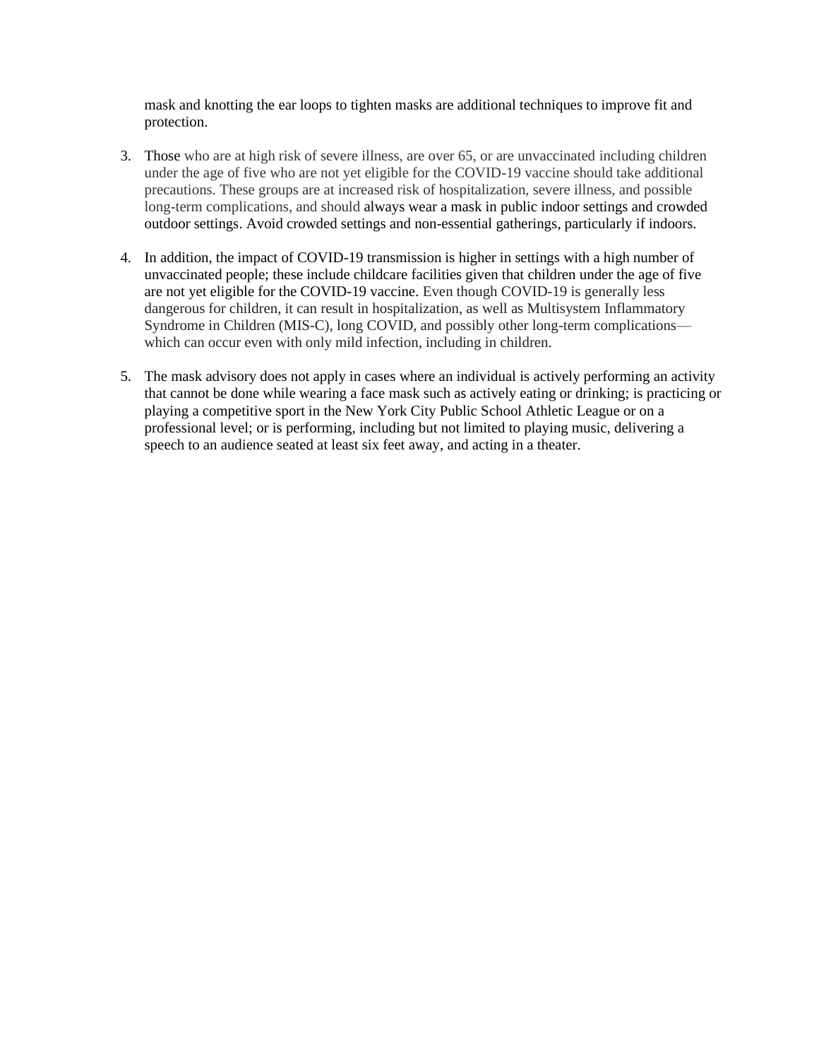mask and knotting the ear loops to tighten masks are additional techniques to improve fit and protection.

3. Those who are at high risk of severe illness, are over 65, or are unvaccinated including children under the age of five who are not yet eligible for the COVID-19 vaccine should take additional precautions. These groups are at increased risk of hospitalization, severe illness, and possible long-term complications, and should always wear a mask in public indoor settings and crowded outdoor settings. Avoid crowded settings and non-essential gatherings, particularly if indoors.

4. In addition, the impact of COVID-19 transmission is higher in settings with a high number of unvaccinated people; these include childcare facilities given that children under the age of five are not yet eligible for the COVID-19 vaccine. Even though COVID-19 is generally less dangerous for children, it can result in hospitalization, as well as Multisystem Inflammatory Syndrome in Children (MIS-C), long COVID, and possibly other long-term complications—which can occur even with only mild infection, including in children.

5. The mask advisory does not apply in cases where an individual is actively performing an activity that cannot be done while wearing a face mask such as actively eating or drinking; is practicing or playing a competitive sport in the New York City Public School Athletic League or on a professional level; or is performing, including but not limited to playing music, delivering a speech to an audience seated at least six feet away, and acting in a theater.